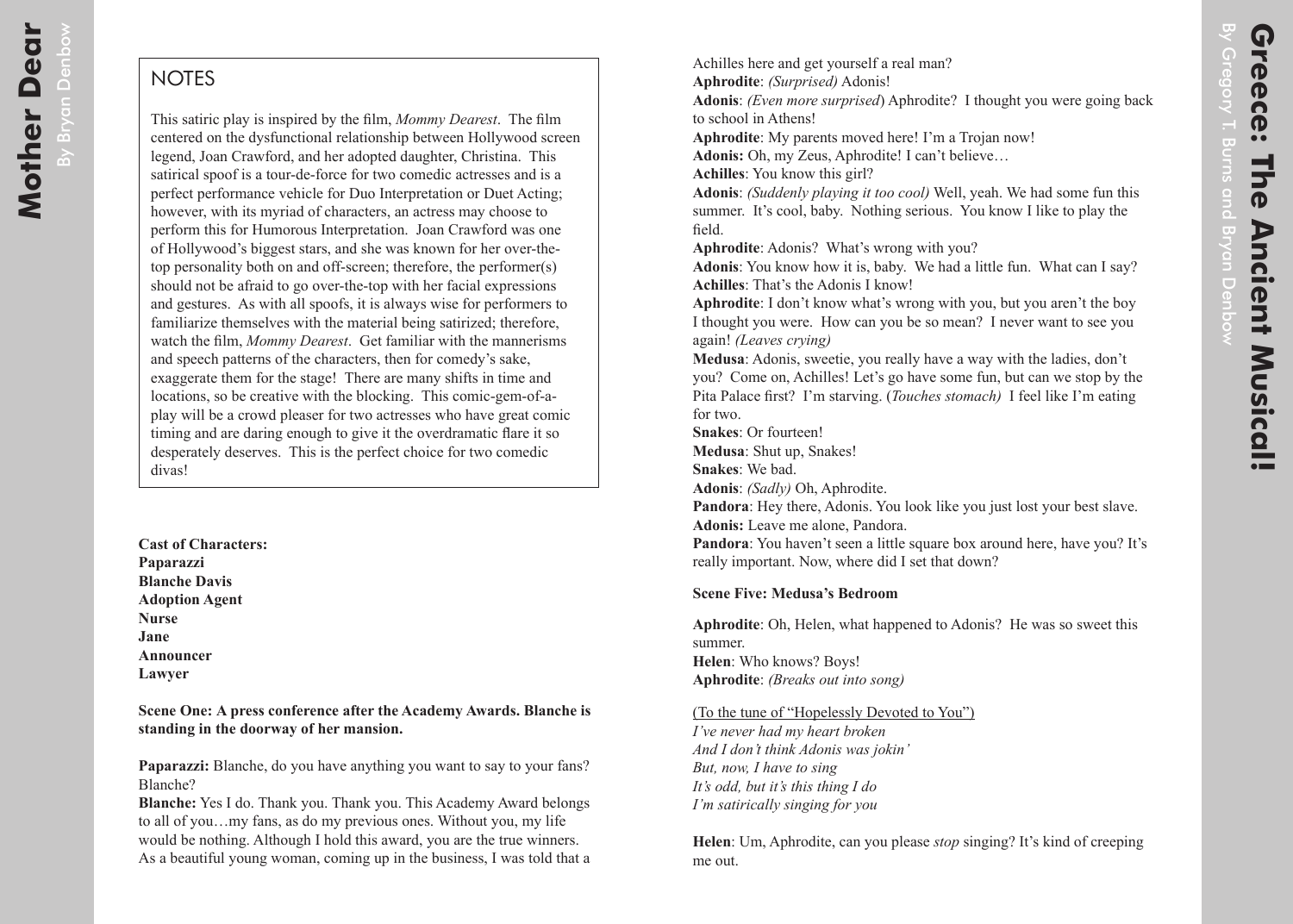## NOTES

This satiric play is inspired by the film, *Mommy Dearest*. The film centered on the dysfunctional relationship between Hollywood screen legend, Joan Crawford, and her adopted daughter, Christina. This satirical spoof is a tour-de-force for two comedic actresses and is a perfect performance vehicle for Duo Interpretation or Duet Acting; however, with its myriad of characters, an actress may choose to perform this for Humorous Interpretation. Joan Crawford was one of Hollywood's biggest stars, and she was known for her over-the-top personality both on and off-screen; therefore, the performer(s) should not be afraid to go over-the-top with her facial expressions and gestures. As with all spoofs, it is always wise for performers to familiarize themselves with the material being satirized; therefore, watch the film, *Mommy Dearest*. Get familiar with the mannerisms and speech patterns of the characters, then for comedy's sake, exaggerate them for the stage! There are many shifts in time and locations, so be creative with the blocking. This comic-gem-of-a-play will be a crowd pleaser for two actresses who have great comic timing and are daring enough to give it the overdramatic flare it so desperately deserves. This is the perfect choice for two comedic divas!

**Cast of Characters:**
**Paparazzi**
**Blanche Davis**
**Adoption Agent**
**Nurse**
**Jane**
**Announcer**
**Lawyer**

**Scene One: A press conference after the Academy Awards. Blanche is standing in the doorway of her mansion.**

**Paparazzi:** Blanche, do you have anything you want to say to your fans? Blanche?

**Blanche:** Yes I do. Thank you. Thank you. This Academy Award belongs to all of you…my fans, as do my previous ones. Without you, my life would be nothing. Although I hold this award, you are the true winners. As a beautiful young woman, coming up in the business, I was told that a

Achilles here and get yourself a real man?

**Aphrodite**: *(Surprised)* Adonis!

**Adonis**: *(Even more surprised*) Aphrodite? I thought you were going back to school in Athens!

**Aphrodite**: My parents moved here! I'm a Trojan now!

**Adonis:** Oh, my Zeus, Aphrodite! I can't believe…

**Achilles**: You know this girl?

**Adonis**: *(Suddenly playing it too cool)* Well, yeah. We had some fun this summer. It's cool, baby. Nothing serious. You know I like to play the field.

**Aphrodite**: Adonis? What's wrong with you?

**Adonis**: You know how it is, baby. We had a little fun. What can I say?

**Achilles**: That's the Adonis I know!

**Aphrodite**: I don't know what's wrong with you, but you aren't the boy I thought you were. How can you be so mean? I never want to see you again! *(Leaves crying)*

**Medusa**: Adonis, sweetie, you really have a way with the ladies, don't you? Come on, Achilles! Let's go have some fun, but can we stop by the Pita Palace first? I'm starving. (*Touches stomach)* I feel like I'm eating for two.

**Snakes**: Or fourteen!

**Medusa**: Shut up, Snakes!

**Snakes**: We bad.

**Adonis**: *(Sadly)* Oh, Aphrodite.

**Pandora**: Hey there, Adonis. You look like you just lost your best slave.

**Adonis:** Leave me alone, Pandora.

**Pandora**: You haven't seen a little square box around here, have you? It's really important. Now, where did I set that down?

**Scene Five: Medusa's Bedroom**

**Aphrodite**: Oh, Helen, what happened to Adonis? He was so sweet this summer.

**Helen**: Who knows? Boys!

**Aphrodite**: *(Breaks out into song)*

<u>(To the tune of "Hopelessly Devoted to You")</u>

*I've never had my heart broken*
*And I don't think Adonis was jokin'*
*But, now, I have to sing*
*It's odd, but it's this thing I do*
*I'm satirically singing for you*

**Helen**: Um, Aphrodite, can you please *stop* singing? It's kind of creeping me out.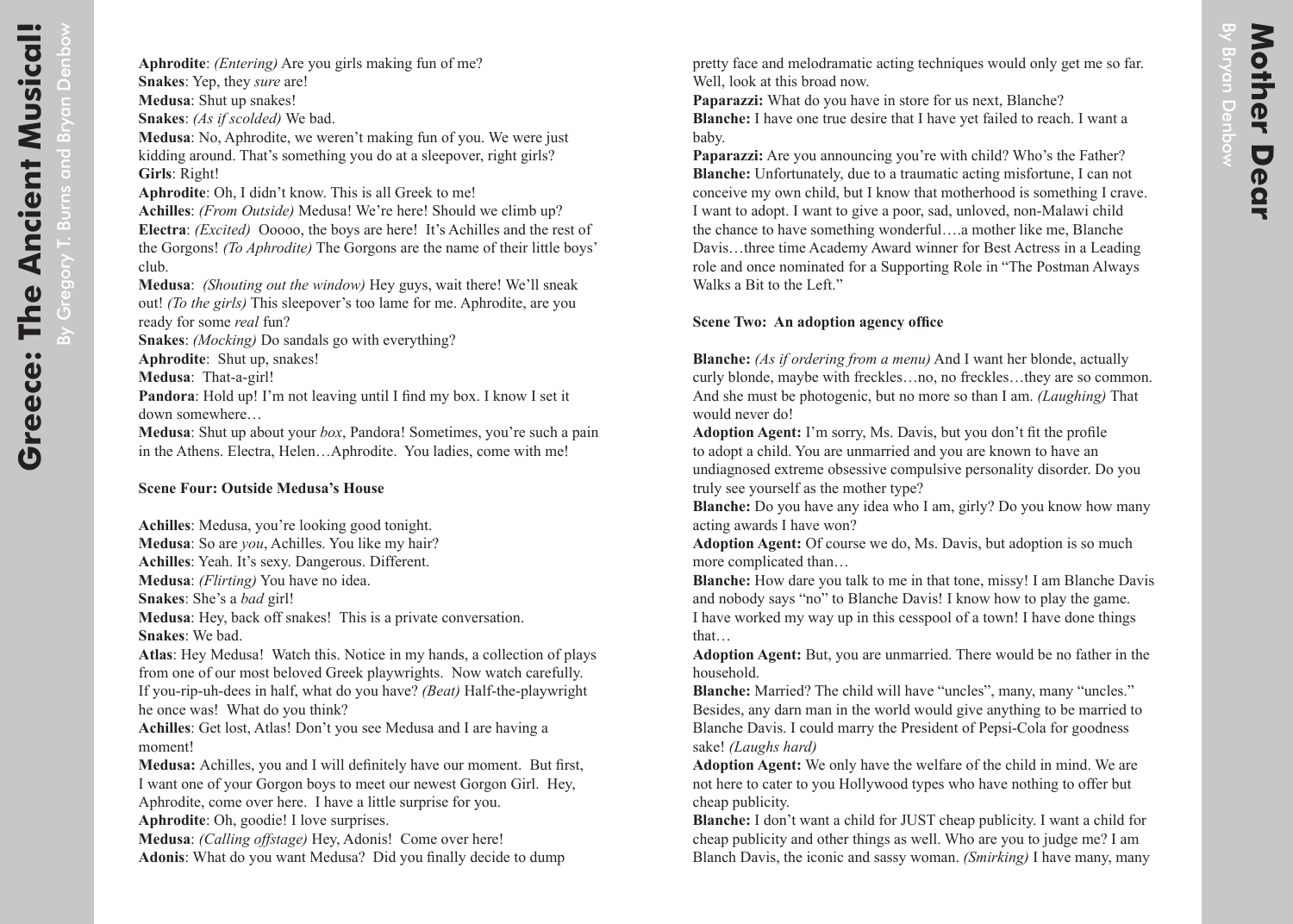**Aphrodite**: *(Entering)* Are you girls making fun of me?
**Snakes**: Yep, they *sure* are!
**Medusa**: Shut up snakes!
**Snakes**: *(As if scolded)* We bad.
**Medusa**: No, Aphrodite, we weren't making fun of you. We were just kidding around. That's something you do at a sleepover, right girls?
**Girls**: Right!
**Aphrodite**: Oh, I didn't know. This is all Greek to me!
**Achilles**: *(From Outside)* Medusa! We're here! Should we climb up?
**Electra**: *(Excited)* Ooooo, the boys are here! It's Achilles and the rest of the Gorgons! *(To Aphrodite)* The Gorgons are the name of their little boys' club.
**Medusa**: *(Shouting out the window)* Hey guys, wait there! We'll sneak out! *(To the girls)* This sleepover's too lame for me. Aphrodite, are you ready for some *real* fun?
**Snakes**: *(Mocking)* Do sandals go with everything?
**Aphrodite**: Shut up, snakes!
**Medusa**: That-a-girl!
**Pandora**: Hold up! I'm not leaving until I find my box. I know I set it down somewhere…
**Medusa**: Shut up about your *box*, Pandora! Sometimes, you're such a pain in the Athens. Electra, Helen…Aphrodite. You ladies, come with me!

**Scene Four: Outside Medusa's House**

**Achilles**: Medusa, you're looking good tonight.
**Medusa**: So are *you*, Achilles. You like my hair?
**Achilles**: Yeah. It's sexy. Dangerous. Different.
**Medusa**: *(Flirting)* You have no idea.
**Snakes**: She's a *bad* girl!
**Medusa**: Hey, back off snakes! This is a private conversation.
**Snakes**: We bad.
**Atlas**: Hey Medusa! Watch this. Notice in my hands, a collection of plays from one of our most beloved Greek playwrights. Now watch carefully. If you-rip-uh-dees in half, what do you have? *(Beat)* Half-the-playwright he once was! What do you think?
**Achilles**: Get lost, Atlas! Don't you see Medusa and I are having a moment!
**Medusa:** Achilles, you and I will definitely have our moment. But first, I want one of your Gorgon boys to meet our newest Gorgon Girl. Hey, Aphrodite, come over here. I have a little surprise for you.
**Aphrodite**: Oh, goodie! I love surprises.
**Medusa**: *(Calling offstage)* Hey, Adonis! Come over here!
**Adonis**: What do you want Medusa? Did you finally decide to dump

pretty face and melodramatic acting techniques would only get me so far. Well, look at this broad now.
**Paparazzi:** What do you have in store for us next, Blanche?
**Blanche:** I have one true desire that I have yet failed to reach. I want a baby.
**Paparazzi:** Are you announcing you're with child? Who's the Father?
**Blanche:** Unfortunately, due to a traumatic acting misfortune, I can not conceive my own child, but I know that motherhood is something I crave. I want to adopt. I want to give a poor, sad, unloved, non-Malawi child the chance to have something wonderful….a mother like me, Blanche Davis…three time Academy Award winner for Best Actress in a Leading role and once nominated for a Supporting Role in "The Postman Always Walks a Bit to the Left."

**Scene Two: An adoption agency office**

**Blanche:** *(As if ordering from a menu)* And I want her blonde, actually curly blonde, maybe with freckles…no, no freckles…they are so common. And she must be photogenic, but no more so than I am. *(Laughing)* That would never do!
**Adoption Agent:** I'm sorry, Ms. Davis, but you don't fit the profile to adopt a child. You are unmarried and you are known to have an undiagnosed extreme obsessive compulsive personality disorder. Do you truly see yourself as the mother type?
**Blanche:** Do you have any idea who I am, girly? Do you know how many acting awards I have won?
**Adoption Agent:** Of course we do, Ms. Davis, but adoption is so much more complicated than…
**Blanche:** How dare you talk to me in that tone, missy! I am Blanche Davis and nobody says "no" to Blanche Davis! I know how to play the game. I have worked my way up in this cesspool of a town! I have done things that…
**Adoption Agent:** But, you are unmarried. There would be no father in the household.
**Blanche:** Married? The child will have "uncles", many, many "uncles." Besides, any darn man in the world would give anything to be married to Blanche Davis. I could marry the President of Pepsi-Cola for goodness sake! *(Laughs hard)*
**Adoption Agent:** We only have the welfare of the child in mind. We are not here to cater to you Hollywood types who have nothing to offer but cheap publicity.
**Blanche:** I don't want a child for JUST cheap publicity. I want a child for cheap publicity and other things as well. Who are you to judge me? I am Blanch Davis, the iconic and sassy woman. *(Smirking)* I have many, many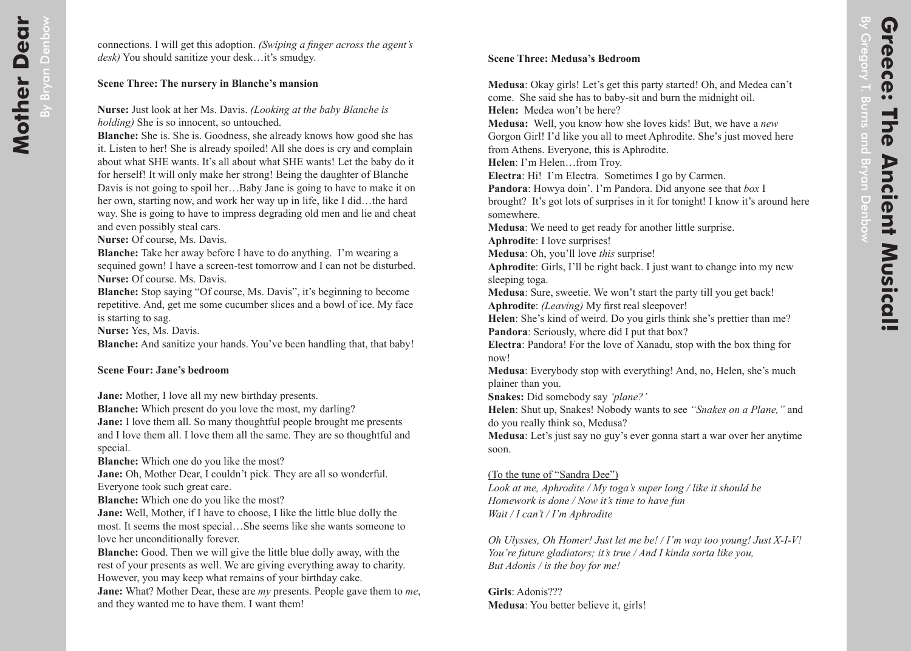connections. I will get this adoption. *(Swiping a finger across the agent's desk)* You should sanitize your desk…it's smudgy.

**Scene Three: The nursery in Blanche's mansion**

**Nurse:** Just look at her Ms. Davis. *(Looking at the baby Blanche is holding)* She is so innocent, so untouched.
**Blanche:** She is. She is. Goodness, she already knows how good she has it. Listen to her! She is already spoiled! All she does is cry and complain about what SHE wants. It's all about what SHE wants! Let the baby do it for herself! It will only make her strong! Being the daughter of Blanche Davis is not going to spoil her…Baby Jane is going to have to make it on her own, starting now, and work her way up in life, like I did…the hard way. She is going to have to impress degrading old men and lie and cheat and even possibly steal cars.
**Nurse:** Of course, Ms. Davis.
**Blanche:** Take her away before I have to do anything. I'm wearing a sequined gown! I have a screen-test tomorrow and I can not be disturbed.
**Nurse:** Of course. Ms. Davis.
**Blanche:** Stop saying "Of course, Ms. Davis", it's beginning to become repetitive. And, get me some cucumber slices and a bowl of ice. My face is starting to sag.
**Nurse:** Yes, Ms. Davis.
**Blanche:** And sanitize your hands. You've been handling that, that baby!

**Scene Four: Jane's bedroom**

**Jane:** Mother, I love all my new birthday presents.
**Blanche:** Which present do you love the most, my darling?
**Jane:** I love them all. So many thoughtful people brought me presents and I love them all. I love them all the same. They are so thoughtful and special.
**Blanche:** Which one do you like the most?
**Jane:** Oh, Mother Dear, I couldn't pick. They are all so wonderful. Everyone took such great care.
**Blanche:** Which one do you like the most?
**Jane:** Well, Mother, if I have to choose, I like the little blue dolly the most. It seems the most special…She seems like she wants someone to love her unconditionally forever.
**Blanche:** Good. Then we will give the little blue dolly away, with the rest of your presents as well. We are giving everything away to charity. However, you may keep what remains of your birthday cake.
**Jane:** What? Mother Dear, these are *my* presents. People gave them to *me*, and they wanted me to have them. I want them!

**Scene Three: Medusa's Bedroom**

**Medusa**: Okay girls! Let's get this party started! Oh, and Medea can't come. She said she has to baby-sit and burn the midnight oil.
**Helen:** Medea won't be here?
**Medusa:** Well, you know how she loves kids! But, we have a *new* Gorgon Girl! I'd like you all to meet Aphrodite. She's just moved here from Athens. Everyone, this is Aphrodite.
**Helen**: I'm Helen…from Troy.
**Electra**: Hi! I'm Electra. Sometimes I go by Carmen.
**Pandora**: Howya doin'. I'm Pandora. Did anyone see that *box* I brought? It's got lots of surprises in it for tonight! I know it's around here somewhere.
**Medusa**: We need to get ready for another little surprise.
**Aphrodite**: I love surprises!
**Medusa**: Oh, you'll love *this* surprise!
**Aphrodite**: Girls, I'll be right back. I just want to change into my new sleeping toga.
**Medusa**: Sure, sweetie. We won't start the party till you get back!
**Aphrodite**: *(Leaving)* My first real sleepover!
**Helen**: She's kind of weird. Do you girls think she's prettier than me?
**Pandora**: Seriously, where did I put that box?
**Electra**: Pandora! For the love of Xanadu, stop with the box thing for now!
**Medusa**: Everybody stop with everything! And, no, Helen, she's much plainer than you.
**Snakes:** Did somebody say *'plane?'*
**Helen**: Shut up, Snakes! Nobody wants to see *"Snakes on a Plane,"* and do you really think so, Medusa?
**Medusa**: Let's just say no guy's ever gonna start a war over her anytime soon.

(To the tune of "Sandra Dee")
*Look at me, Aphrodite / My toga's super long / like it should be*
*Homework is done / Now it's time to have fun*
*Wait / I can't / I'm Aphrodite*

*Oh Ulysses, Oh Homer! Just let me be! / I'm way too young! Just X-I-V!*
*You're future gladiators; it's true / And I kinda sorta like you,*
*But Adonis / is the boy for me!*

**Girls**: Adonis???
**Medusa**: You better believe it, girls!